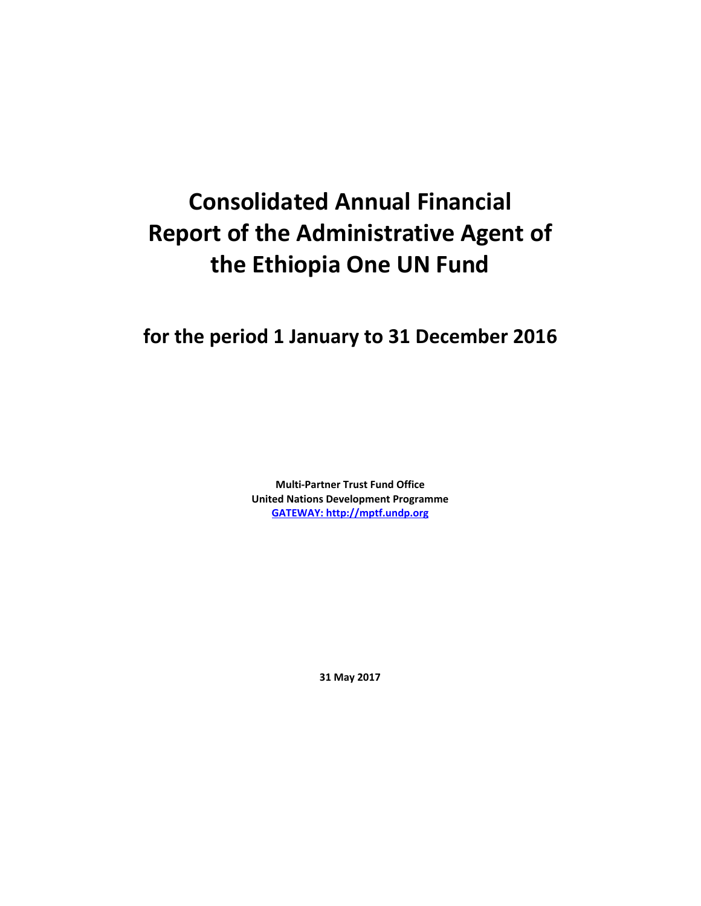# Consolidated Annual Financial Report of the Administrative Agent of the Ethiopia One UN Fund

## for the period 1 January to 31 December 2016

**Multi-Partner Trust Fund Office**
**United Nations Development Programme**
**[GATEWAY: http://mptf.undp.org](http://mptf.undp.org)**

**31 May 2017**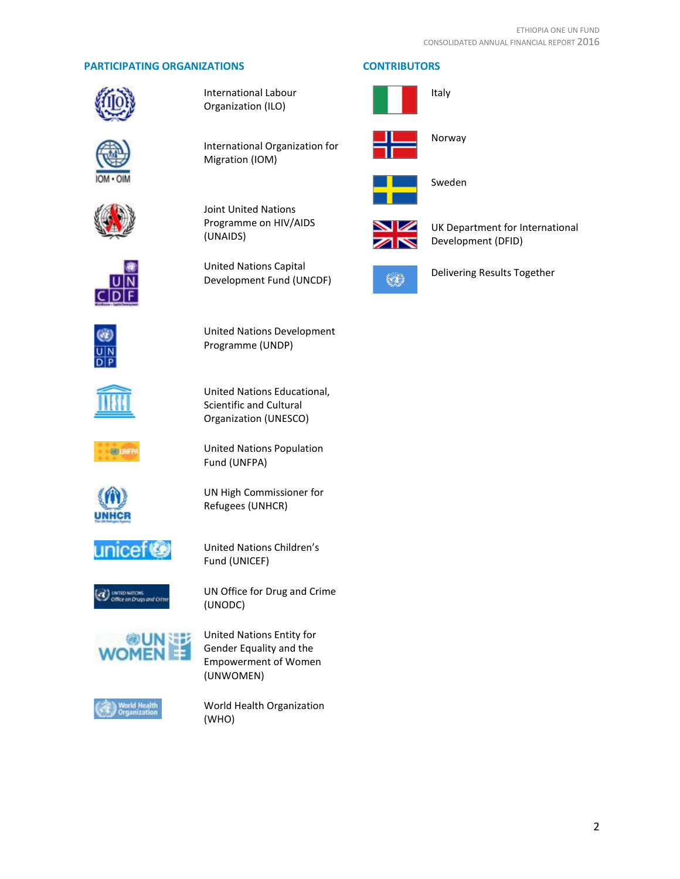## PARTICIPATING ORGANIZATIONS

International Labour Organization (ILO)

International Organization for Migration (IOM)

Joint United Nations Programme on HIV/AIDS (UNAIDS)

United Nations Capital Development Fund (UNCDF)

United Nations Development Programme (UNDP)

United Nations Educational, Scientific and Cultural Organization (UNESCO)

United Nations Population Fund (UNFPA)

UN High Commissioner for Refugees (UNHCR)

United Nations Children's Fund (UNICEF)

UN Office for Drug and Crime (UNODC)

United Nations Entity for Gender Equality and the Empowerment of Women (UNWOMEN)

World Health Organization (WHO)

## CONTRIBUTORS

Italy

Norway

Sweden

UK Department for International Development (DFID)

Delivering Results Together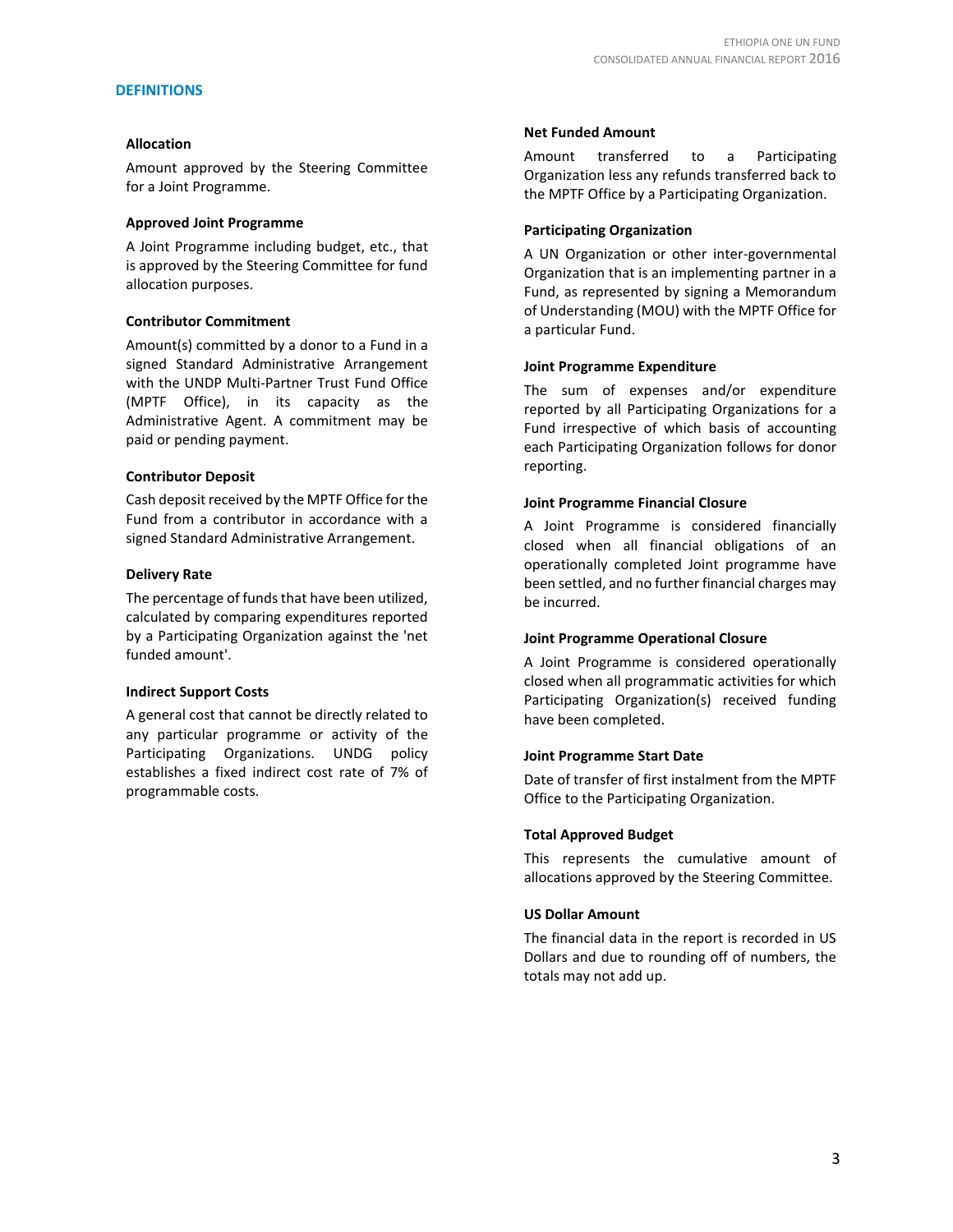## DEFINITIONS

**Allocation**

Amount approved by the Steering Committee for a Joint Programme.

**Approved Joint Programme**

A Joint Programme including budget, etc., that is approved by the Steering Committee for fund allocation purposes.

**Contributor Commitment**

Amount(s) committed by a donor to a Fund in a signed Standard Administrative Arrangement with the UNDP Multi-Partner Trust Fund Office (MPTF Office), in its capacity as the Administrative Agent. A commitment may be paid or pending payment.

**Contributor Deposit**

Cash deposit received by the MPTF Office for the Fund from a contributor in accordance with a signed Standard Administrative Arrangement.

**Delivery Rate**

The percentage of funds that have been utilized, calculated by comparing expenditures reported by a Participating Organization against the 'net funded amount'.

**Indirect Support Costs**

A general cost that cannot be directly related to any particular programme or activity of the Participating Organizations. UNDG policy establishes a fixed indirect cost rate of 7% of programmable costs.

**Net Funded Amount**

Amount transferred to a Participating Organization less any refunds transferred back to the MPTF Office by a Participating Organization.

**Participating Organization**

A UN Organization or other inter-governmental Organization that is an implementing partner in a Fund, as represented by signing a Memorandum of Understanding (MOU) with the MPTF Office for a particular Fund.

**Joint Programme Expenditure**

The sum of expenses and/or expenditure reported by all Participating Organizations for a Fund irrespective of which basis of accounting each Participating Organization follows for donor reporting.

**Joint Programme Financial Closure**

A Joint Programme is considered financially closed when all financial obligations of an operationally completed Joint programme have been settled, and no further financial charges may be incurred.

**Joint Programme Operational Closure**

A Joint Programme is considered operationally closed when all programmatic activities for which Participating Organization(s) received funding have been completed.

**Joint Programme Start Date**

Date of transfer of first instalment from the MPTF Office to the Participating Organization.

**Total Approved Budget**

This represents the cumulative amount of allocations approved by the Steering Committee.

**US Dollar Amount**

The financial data in the report is recorded in US Dollars and due to rounding off of numbers, the totals may not add up.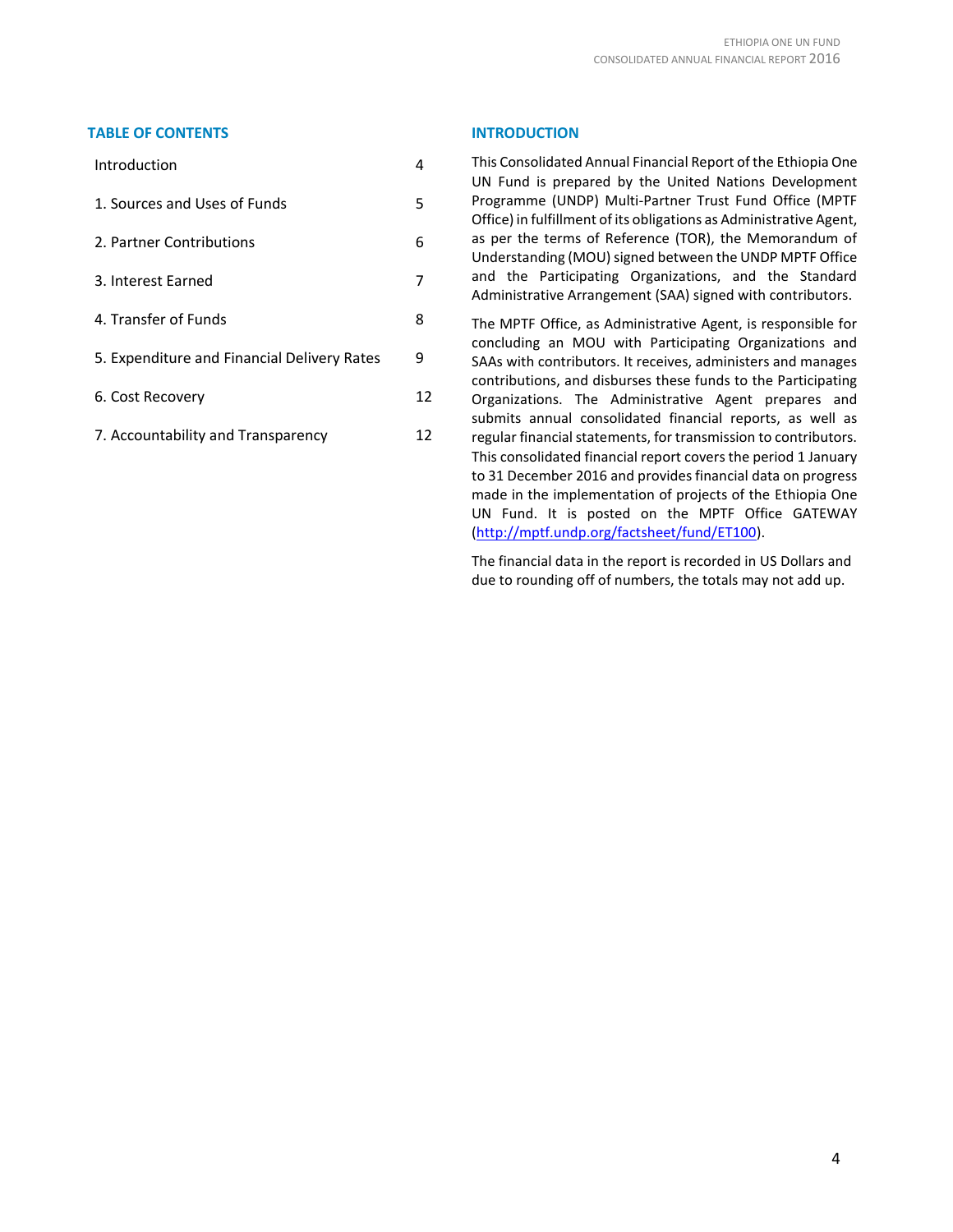## TABLE OF CONTENTS

| | |
|---|---|
| Introduction | 4 |
| 1. Sources and Uses of Funds | 5 |
| 2. Partner Contributions | 6 |
| 3. Interest Earned | 7 |
| 4. Transfer of Funds | 8 |
| 5. Expenditure and Financial Delivery Rates | 9 |
| 6. Cost Recovery | 12 |
| 7. Accountability and Transparency | 12 |

## INTRODUCTION

This Consolidated Annual Financial Report of the Ethiopia One UN Fund is prepared by the United Nations Development Programme (UNDP) Multi-Partner Trust Fund Office (MPTF Office) in fulfillment of its obligations as Administrative Agent, as per the terms of Reference (TOR), the Memorandum of Understanding (MOU) signed between the UNDP MPTF Office and the Participating Organizations, and the Standard Administrative Arrangement (SAA) signed with contributors.

The MPTF Office, as Administrative Agent, is responsible for concluding an MOU with Participating Organizations and SAAs with contributors. It receives, administers and manages contributions, and disburses these funds to the Participating Organizations. The Administrative Agent prepares and submits annual consolidated financial reports, as well as regular financial statements, for transmission to contributors. This consolidated financial report covers the period 1 January to 31 December 2016 and provides financial data on progress made in the implementation of projects of the Ethiopia One UN Fund. It is posted on the MPTF Office GATEWAY (http://mptf.undp.org/factsheet/fund/ET100).

The financial data in the report is recorded in US Dollars and due to rounding off of numbers, the totals may not add up.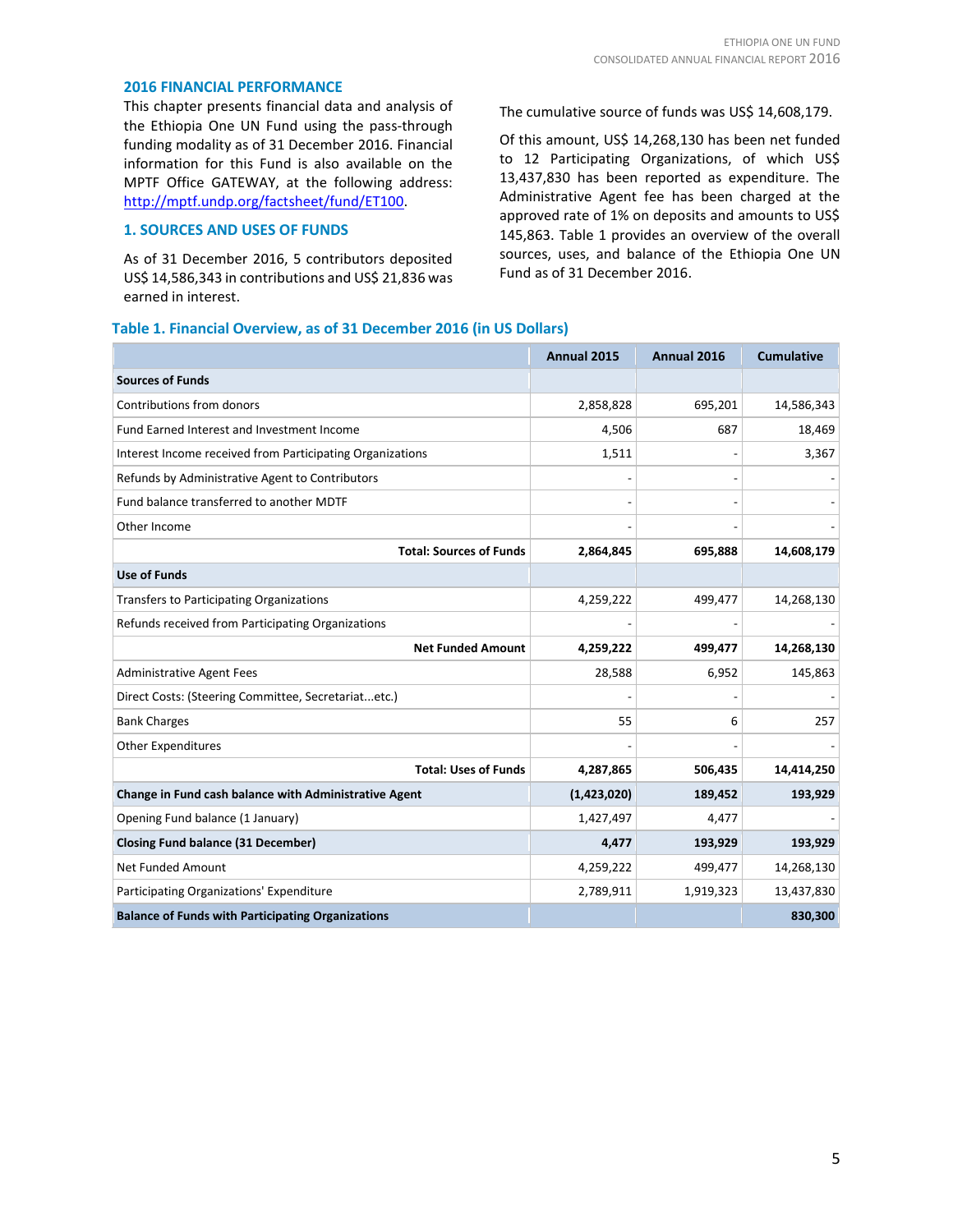## 2016 FINANCIAL PERFORMANCE

This chapter presents financial data and analysis of the Ethiopia One UN Fund using the pass-through funding modality as of 31 December 2016. Financial information for this Fund is also available on the MPTF Office GATEWAY, at the following address: http://mptf.undp.org/factsheet/fund/ET100.

### 1. SOURCES AND USES OF FUNDS

As of 31 December 2016, 5 contributors deposited US$ 14,586,343 in contributions and US$ 21,836 was earned in interest.

The cumulative source of funds was US$ 14,608,179.

Of this amount, US$ 14,268,130 has been net funded to 12 Participating Organizations, of which US$ 13,437,830 has been reported as expenditure. The Administrative Agent fee has been charged at the approved rate of 1% on deposits and amounts to US$ 145,863. Table 1 provides an overview of the overall sources, uses, and balance of the Ethiopia One UN Fund as of 31 December 2016.

**Table 1. Financial Overview, as of 31 December 2016 (in US Dollars)**

| | Annual 2015 | Annual 2016 | Cumulative |
|---|---|---|---|
| **Sources of Funds** | | | |
| Contributions from donors | 2,858,828 | 695,201 | 14,586,343 |
| Fund Earned Interest and Investment Income | 4,506 | 687 | 18,469 |
| Interest Income received from Participating Organizations | 1,511 | - | 3,367 |
| Refunds by Administrative Agent to Contributors | - | - | - |
| Fund balance transferred to another MDTF | - | - | - |
| Other Income | - | - | - |
| **Total: Sources of Funds** | **2,864,845** | **695,888** | **14,608,179** |
| **Use of Funds** | | | |
| Transfers to Participating Organizations | 4,259,222 | 499,477 | 14,268,130 |
| Refunds received from Participating Organizations | - | - | - |
| **Net Funded Amount** | **4,259,222** | **499,477** | **14,268,130** |
| Administrative Agent Fees | 28,588 | 6,952 | 145,863 |
| Direct Costs: (Steering Committee, Secretariat...etc.) | - | - | - |
| Bank Charges | 55 | 6 | 257 |
| Other Expenditures | - | - | - |
| **Total: Uses of Funds** | **4,287,865** | **506,435** | **14,414,250** |
| **Change in Fund cash balance with Administrative Agent** | **(1,423,020)** | **189,452** | **193,929** |
| Opening Fund balance (1 January) | 1,427,497 | 4,477 | - |
| **Closing Fund balance (31 December)** | **4,477** | **193,929** | **193,929** |
| Net Funded Amount | 4,259,222 | 499,477 | 14,268,130 |
| Participating Organizations' Expenditure | 2,789,911 | 1,919,323 | 13,437,830 |
| **Balance of Funds with Participating Organizations** | | | **830,300** |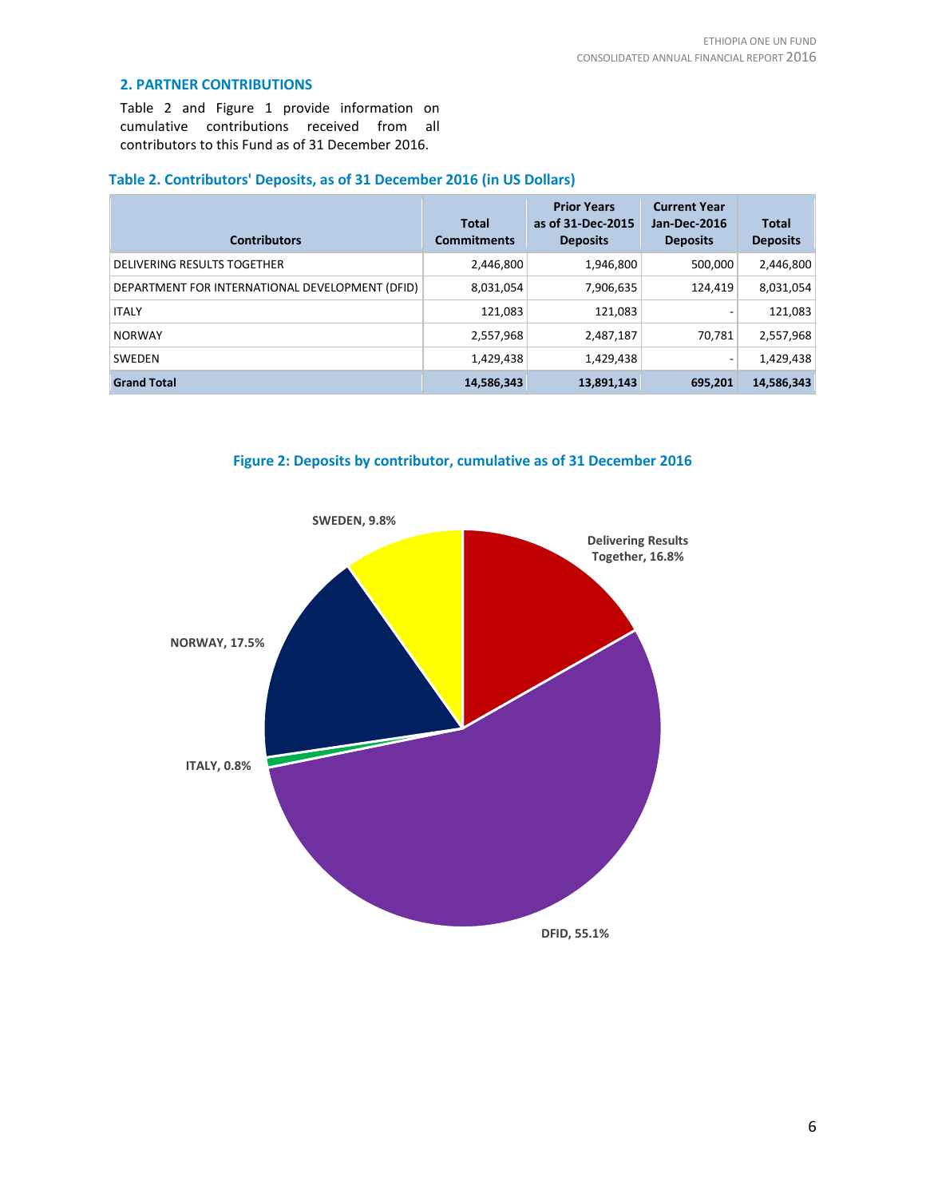## 2. PARTNER CONTRIBUTIONS

Table 2 and Figure 1 provide information on cumulative contributions received from all contributors to this Fund as of 31 December 2016.

**Table 2. Contributors' Deposits, as of 31 December 2016 (in US Dollars)**

| Contributors | Total Commitments | Prior Years as of 31-Dec-2015 Deposits | Current Year Jan-Dec-2016 Deposits | Total Deposits |
|---|---|---|---|---|
| DELIVERING RESULTS TOGETHER | 2,446,800 | 1,946,800 | 500,000 | 2,446,800 |
| DEPARTMENT FOR INTERNATIONAL DEVELOPMENT (DFID) | 8,031,054 | 7,906,635 | 124,419 | 8,031,054 |
| ITALY | 121,083 | 121,083 | - | 121,083 |
| NORWAY | 2,557,968 | 2,487,187 | 70,781 | 2,557,968 |
| SWEDEN | 1,429,438 | 1,429,438 | - | 1,429,438 |
| **Grand Total** | **14,586,343** | **13,891,143** | **695,201** | **14,586,343** |

**Figure 2: Deposits by contributor, cumulative as of 31 December 2016**

SWEDEN, 9.8%

Delivering Results Together, 16.8%

NORWAY, 17.5%

ITALY, 0.8%

DFID, 55.1%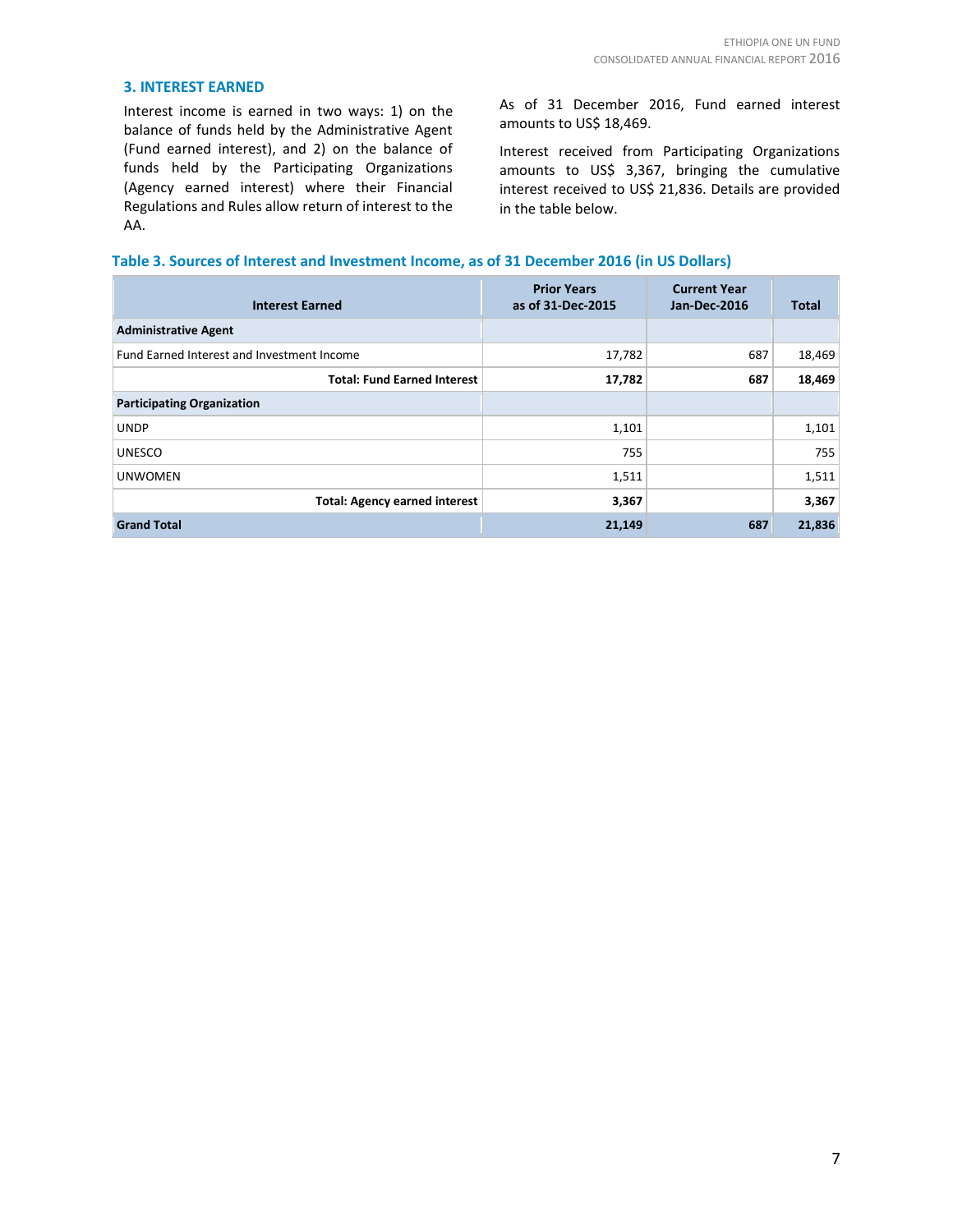## 3. INTEREST EARNED

Interest income is earned in two ways: 1) on the balance of funds held by the Administrative Agent (Fund earned interest), and 2) on the balance of funds held by the Participating Organizations (Agency earned interest) where their Financial Regulations and Rules allow return of interest to the AA.

As of 31 December 2016, Fund earned interest amounts to US$ 18,469.

Interest received from Participating Organizations amounts to US$ 3,367, bringing the cumulative interest received to US$ 21,836. Details are provided in the table below.

**Table 3. Sources of Interest and Investment Income, as of 31 December 2016 (in US Dollars)**

| Interest Earned | Prior Years as of 31-Dec-2015 | Current Year Jan-Dec-2016 | Total |
|---|---|---|---|
| **Administrative Agent** | | | |
| Fund Earned Interest and Investment Income | 17,782 | 687 | 18,469 |
| **Total: Fund Earned Interest** | **17,782** | **687** | **18,469** |
| **Participating Organization** | | | |
| UNDP | 1,101 | | 1,101 |
| UNESCO | 755 | | 755 |
| UNWOMEN | 1,511 | | 1,511 |
| **Total: Agency earned interest** | **3,367** | | **3,367** |
| **Grand Total** | **21,149** | **687** | **21,836** |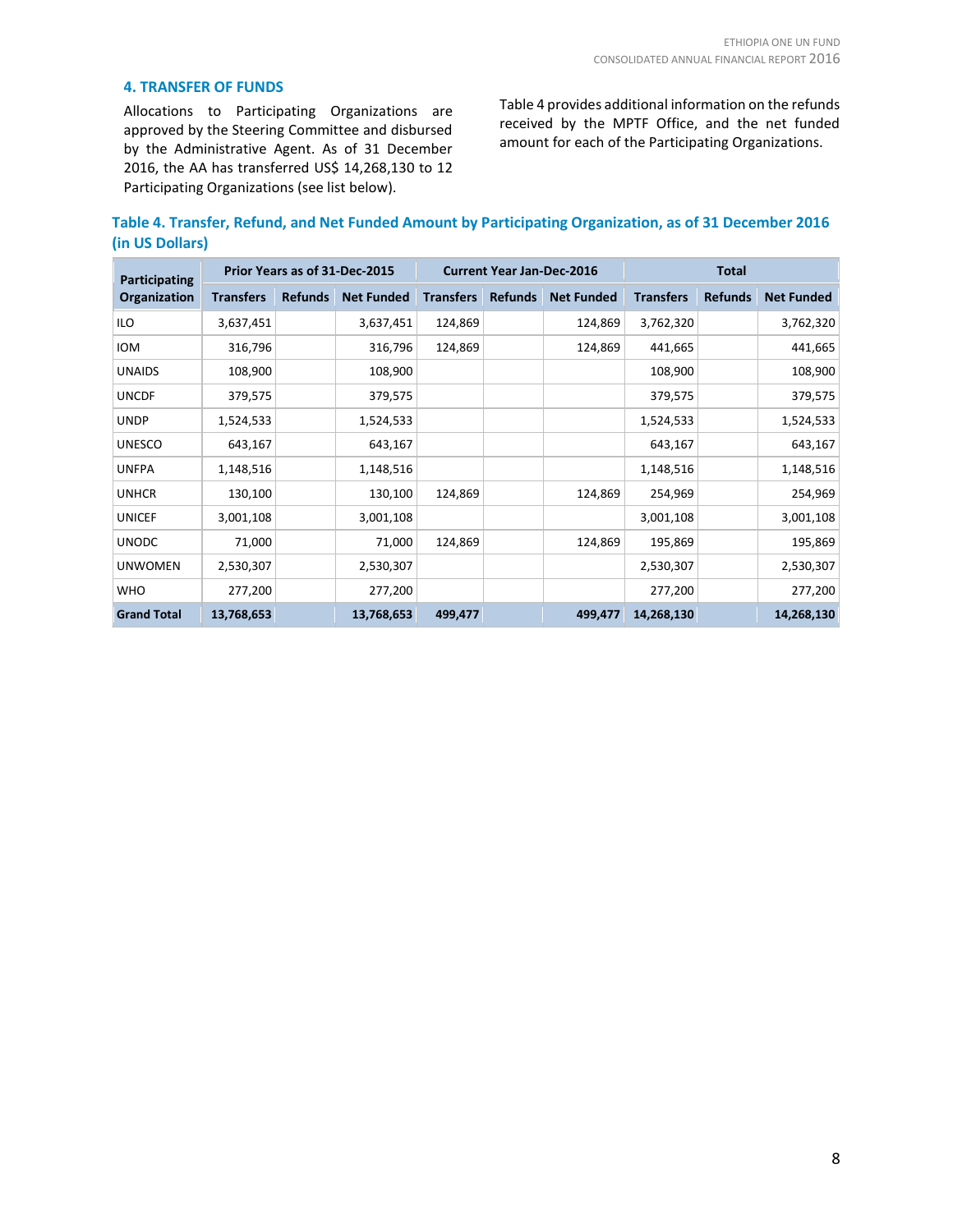## 4. TRANSFER OF FUNDS

Allocations to Participating Organizations are approved by the Steering Committee and disbursed by the Administrative Agent. As of 31 December 2016, the AA has transferred US$ 14,268,130 to 12 Participating Organizations (see list below).

Table 4 provides additional information on the refunds received by the MPTF Office, and the net funded amount for each of the Participating Organizations.

**Table 4. Transfer, Refund, and Net Funded Amount by Participating Organization, as of 31 December 2016 (in US Dollars)**

| Participating Organization | Prior Years as of 31-Dec-2015 | | | Current Year Jan-Dec-2016 | | | Total | | |
|---|---|---|---|---|---|---|---|---|---|
| | Transfers | Refunds | Net Funded | Transfers | Refunds | Net Funded | Transfers | Refunds | Net Funded |
| ILO | 3,637,451 | | 3,637,451 | 124,869 | | 124,869 | 3,762,320 | | 3,762,320 |
| IOM | 316,796 | | 316,796 | 124,869 | | 124,869 | 441,665 | | 441,665 |
| UNAIDS | 108,900 | | 108,900 | | | | 108,900 | | 108,900 |
| UNCDF | 379,575 | | 379,575 | | | | 379,575 | | 379,575 |
| UNDP | 1,524,533 | | 1,524,533 | | | | 1,524,533 | | 1,524,533 |
| UNESCO | 643,167 | | 643,167 | | | | 643,167 | | 643,167 |
| UNFPA | 1,148,516 | | 1,148,516 | | | | 1,148,516 | | 1,148,516 |
| UNHCR | 130,100 | | 130,100 | 124,869 | | 124,869 | 254,969 | | 254,969 |
| UNICEF | 3,001,108 | | 3,001,108 | | | | 3,001,108 | | 3,001,108 |
| UNODC | 71,000 | | 71,000 | 124,869 | | 124,869 | 195,869 | | 195,869 |
| UNWOMEN | 2,530,307 | | 2,530,307 | | | | 2,530,307 | | 2,530,307 |
| WHO | 277,200 | | 277,200 | | | | 277,200 | | 277,200 |
| **Grand Total** | **13,768,653** | | **13,768,653** | **499,477** | | **499,477** | **14,268,130** | | **14,268,130** |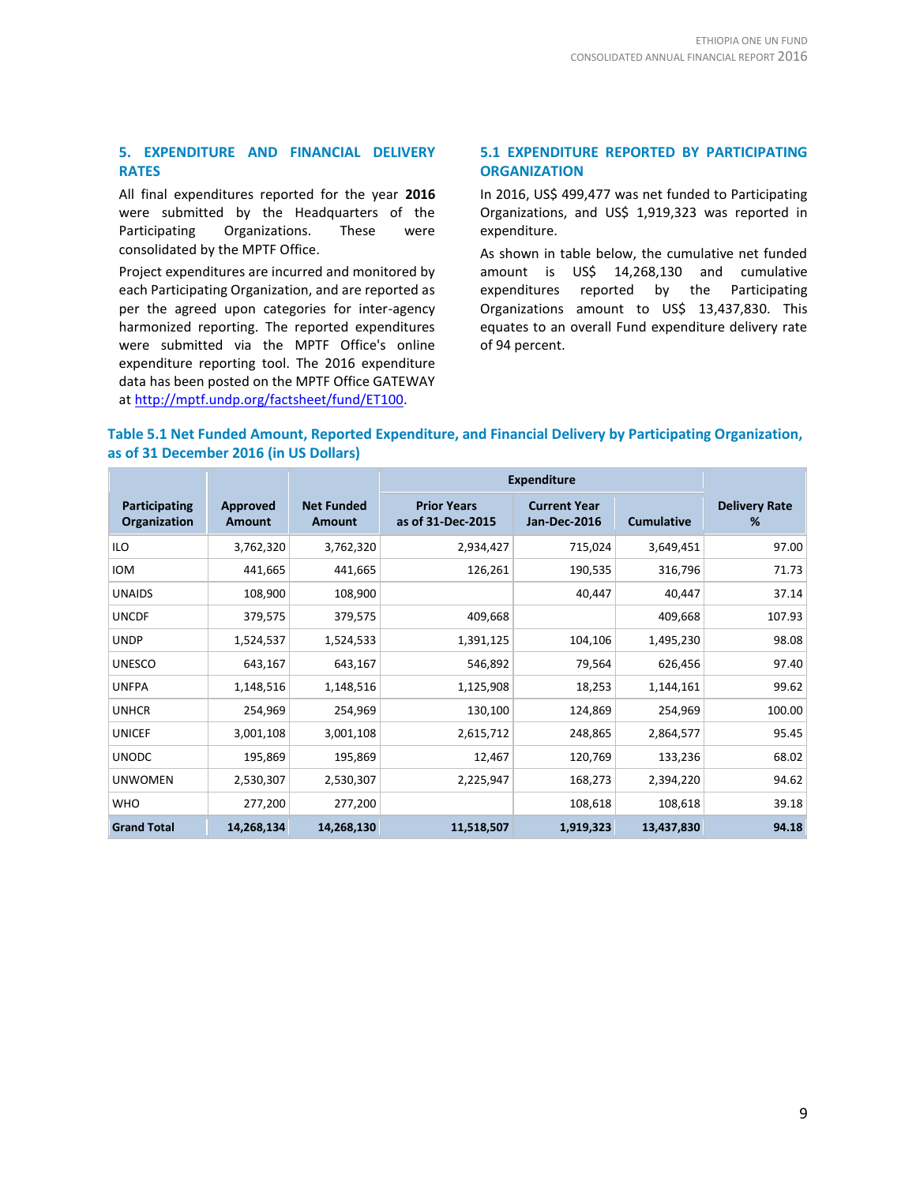## 5. EXPENDITURE AND FINANCIAL DELIVERY RATES

All final expenditures reported for the year **2016** were submitted by the Headquarters of the Participating Organizations. These were consolidated by the MPTF Office.

Project expenditures are incurred and monitored by each Participating Organization, and are reported as per the agreed upon categories for inter-agency harmonized reporting. The reported expenditures were submitted via the MPTF Office's online expenditure reporting tool. The 2016 expenditure data has been posted on the MPTF Office GATEWAY at http://mptf.undp.org/factsheet/fund/ET100.

### 5.1 EXPENDITURE REPORTED BY PARTICIPATING ORGANIZATION

In 2016, US$ 499,477 was net funded to Participating Organizations, and US$ 1,919,323 was reported in expenditure.

As shown in table below, the cumulative net funded amount is US$ 14,268,130 and cumulative expenditures reported by the Participating Organizations amount to US$ 13,437,830. This equates to an overall Fund expenditure delivery rate of 94 percent.

**Table 5.1 Net Funded Amount, Reported Expenditure, and Financial Delivery by Participating Organization, as of 31 December 2016 (in US Dollars)**

| Participating Organization | Approved Amount | Net Funded Amount | Expenditure | | | Delivery Rate % |
|---|---|---|---|---|---|---|
| | | | Prior Years as of 31-Dec-2015 | Current Year Jan-Dec-2016 | Cumulative | |
| ILO | 3,762,320 | 3,762,320 | 2,934,427 | 715,024 | 3,649,451 | 97.00 |
| IOM | 441,665 | 441,665 | 126,261 | 190,535 | 316,796 | 71.73 |
| UNAIDS | 108,900 | 108,900 | | 40,447 | 40,447 | 37.14 |
| UNCDF | 379,575 | 379,575 | 409,668 | | 409,668 | 107.93 |
| UNDP | 1,524,537 | 1,524,533 | 1,391,125 | 104,106 | 1,495,230 | 98.08 |
| UNESCO | 643,167 | 643,167 | 546,892 | 79,564 | 626,456 | 97.40 |
| UNFPA | 1,148,516 | 1,148,516 | 1,125,908 | 18,253 | 1,144,161 | 99.62 |
| UNHCR | 254,969 | 254,969 | 130,100 | 124,869 | 254,969 | 100.00 |
| UNICEF | 3,001,108 | 3,001,108 | 2,615,712 | 248,865 | 2,864,577 | 95.45 |
| UNODC | 195,869 | 195,869 | 12,467 | 120,769 | 133,236 | 68.02 |
| UNWOMEN | 2,530,307 | 2,530,307 | 2,225,947 | 168,273 | 2,394,220 | 94.62 |
| WHO | 277,200 | 277,200 | | 108,618 | 108,618 | 39.18 |
| **Grand Total** | **14,268,134** | **14,268,130** | **11,518,507** | **1,919,323** | **13,437,830** | **94.18** |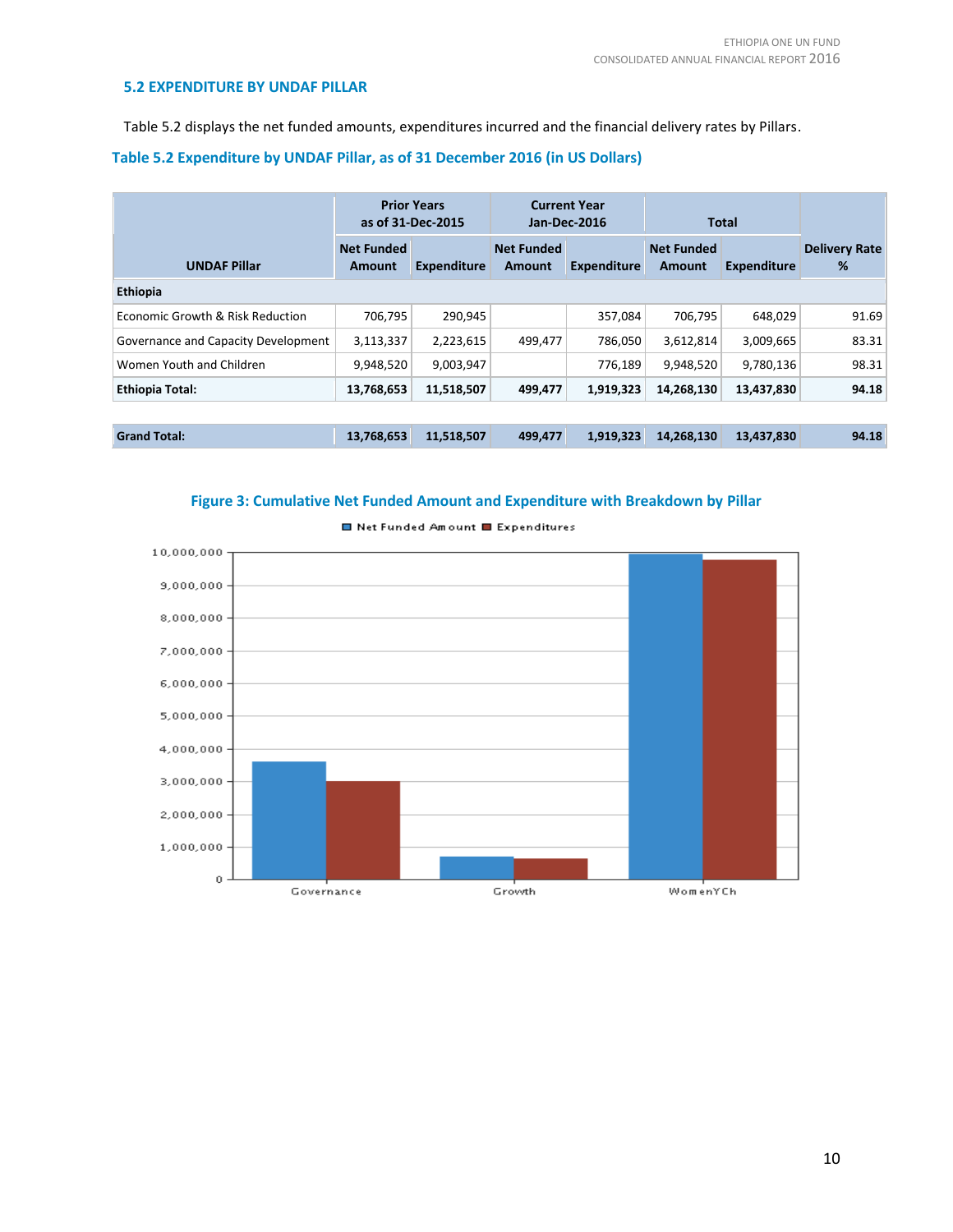## 5.2 EXPENDITURE BY UNDAF PILLAR

Table 5.2 displays the net funded amounts, expenditures incurred and the financial delivery rates by Pillars.

**Table 5.2 Expenditure by UNDAF Pillar, as of 31 December 2016 (in US Dollars)**

| UNDAF Pillar | Prior Years as of 31-Dec-2015 | | Current Year Jan-Dec-2016 | | Total | | Delivery Rate % |
|---|---|---|---|---|---|---|---|
| | Net Funded Amount | Expenditure | Net Funded Amount | Expenditure | Net Funded Amount | Expenditure | |
| **Ethiopia** | | | | | | | |
| Economic Growth & Risk Reduction | 706,795 | 290,945 | | 357,084 | 706,795 | 648,029 | 91.69 |
| Governance and Capacity Development | 3,113,337 | 2,223,615 | 499,477 | 786,050 | 3,612,814 | 3,009,665 | 83.31 |
| Women Youth and Children | 9,948,520 | 9,003,947 | | 776,189 | 9,948,520 | 9,780,136 | 98.31 |
| **Ethiopia Total:** | **13,768,653** | **11,518,507** | **499,477** | **1,919,323** | **14,268,130** | **13,437,830** | **94.18** |
| **Grand Total:** | **13,768,653** | **11,518,507** | **499,477** | **1,919,323** | **14,268,130** | **13,437,830** | **94.18** |

**Figure 3: Cumulative Net Funded Amount and Expenditure with Breakdown by Pillar**

Net Funded Amount
Expenditures

10,000,000
9,000,000
8,000,000
7,000,000
6,000,000
5,000,000
4,000,000
3,000,000
2,000,000
1,000,000
0

Governance
Growth
WomenYCh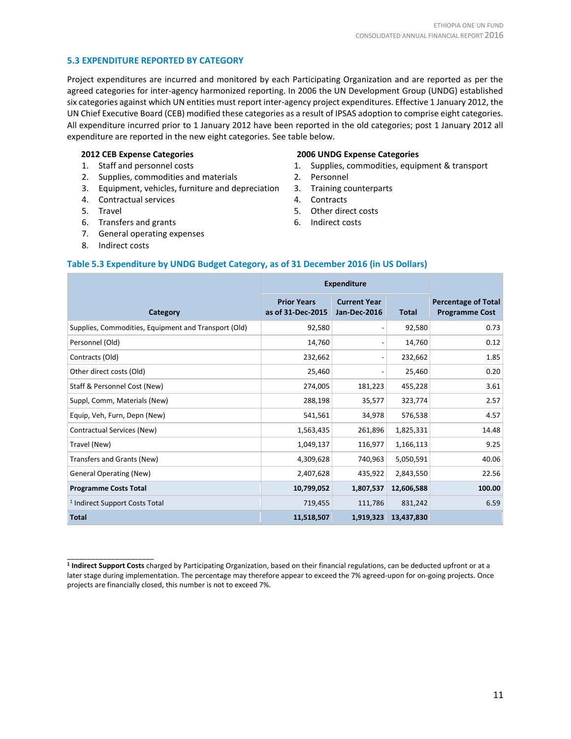### 5.3 EXPENDITURE REPORTED BY CATEGORY

Project expenditures are incurred and monitored by each Participating Organization and are reported as per the agreed categories for inter-agency harmonized reporting. In 2006 the UN Development Group (UNDG) established six categories against which UN entities must report inter-agency project expenditures. Effective 1 January 2012, the UN Chief Executive Board (CEB) modified these categories as a result of IPSAS adoption to comprise eight categories. All expenditure incurred prior to 1 January 2012 have been reported in the old categories; post 1 January 2012 all expenditure are reported in the new eight categories. See table below.

**2012 CEB Expense Categories**

1. Staff and personnel costs
2. Supplies, commodities and materials
3. Equipment, vehicles, furniture and depreciation
4. Contractual services
5. Travel
6. Transfers and grants
7. General operating expenses
8. Indirect costs

**2006 UNDG Expense Categories**

1. Supplies, commodities, equipment & transport
2. Personnel
3. Training counterparts
4. Contracts
5. Other direct costs
6. Indirect costs

#### Table 5.3 Expenditure by UNDG Budget Category, as of 31 December 2016 (in US Dollars)

| Category | Expenditure | | | Percentage of Total Programme Cost |
|---|---|---|---|---|
| | Prior Years as of 31-Dec-2015 | Current Year Jan-Dec-2016 | Total | |
| Supplies, Commodities, Equipment and Transport (Old) | 92,580 | - | 92,580 | 0.73 |
| Personnel (Old) | 14,760 | - | 14,760 | 0.12 |
| Contracts (Old) | 232,662 | - | 232,662 | 1.85 |
| Other direct costs (Old) | 25,460 | - | 25,460 | 0.20 |
| Staff & Personnel Cost (New) | 274,005 | 181,223 | 455,228 | 3.61 |
| Suppl, Comm, Materials (New) | 288,198 | 35,577 | 323,774 | 2.57 |
| Equip, Veh, Furn, Depn (New) | 541,561 | 34,978 | 576,538 | 4.57 |
| Contractual Services (New) | 1,563,435 | 261,896 | 1,825,331 | 14.48 |
| Travel (New) | 1,049,137 | 116,977 | 1,166,113 | 9.25 |
| Transfers and Grants (New) | 4,309,628 | 740,963 | 5,050,591 | 40.06 |
| General Operating (New) | 2,407,628 | 435,922 | 2,843,550 | 22.56 |
| **Programme Costs Total** | **10,799,052** | **1,807,537** | **12,606,588** | **100.00** |
| [1] Indirect Support Costs Total | 719,455 | 111,786 | 831,242 | 6.59 |
| **Total** | **11,518,507** | **1,919,323** | **13,437,830** | |

---

[1] **Indirect Support Costs** charged by Participating Organization, based on their financial regulations, can be deducted upfront or at a later stage during implementation. The percentage may therefore appear to exceed the 7% agreed-upon for on-going projects. Once projects are financially closed, this number is not to exceed 7%.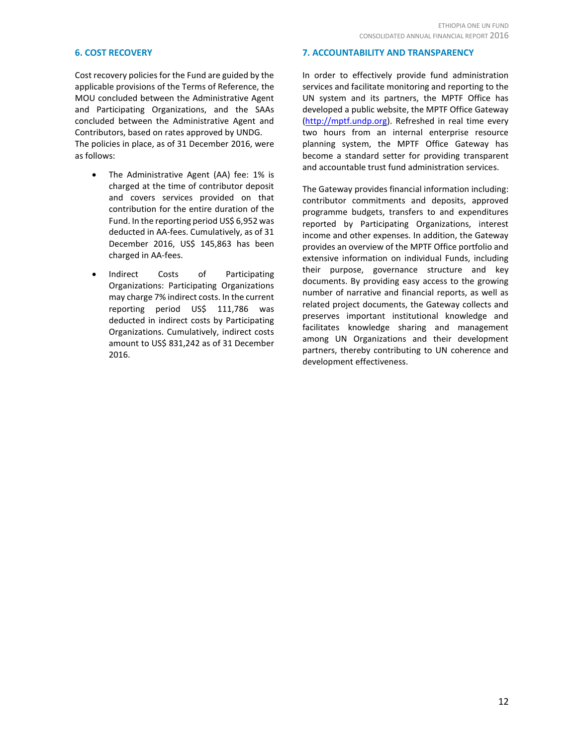## 6. COST RECOVERY

Cost recovery policies for the Fund are guided by the applicable provisions of the Terms of Reference, the MOU concluded between the Administrative Agent and Participating Organizations, and the SAAs concluded between the Administrative Agent and Contributors, based on rates approved by UNDG.
The policies in place, as of 31 December 2016, were as follows:

- The Administrative Agent (AA) fee: 1% is charged at the time of contributor deposit and covers services provided on that contribution for the entire duration of the Fund. In the reporting period US$ 6,952 was deducted in AA-fees. Cumulatively, as of 31 December 2016, US$ 145,863 has been charged in AA-fees.
- Indirect Costs of Participating Organizations: Participating Organizations may charge 7% indirect costs. In the current reporting period US$ 111,786 was deducted in indirect costs by Participating Organizations. Cumulatively, indirect costs amount to US$ 831,242 as of 31 December 2016.

## 7. ACCOUNTABILITY AND TRANSPARENCY

In order to effectively provide fund administration services and facilitate monitoring and reporting to the UN system and its partners, the MPTF Office has developed a public website, the MPTF Office Gateway (http://mptf.undp.org). Refreshed in real time every two hours from an internal enterprise resource planning system, the MPTF Office Gateway has become a standard setter for providing transparent and accountable trust fund administration services.

The Gateway provides financial information including: contributor commitments and deposits, approved programme budgets, transfers to and expenditures reported by Participating Organizations, interest income and other expenses. In addition, the Gateway provides an overview of the MPTF Office portfolio and extensive information on individual Funds, including their purpose, governance structure and key documents. By providing easy access to the growing number of narrative and financial reports, as well as related project documents, the Gateway collects and preserves important institutional knowledge and facilitates knowledge sharing and management among UN Organizations and their development partners, thereby contributing to UN coherence and development effectiveness.